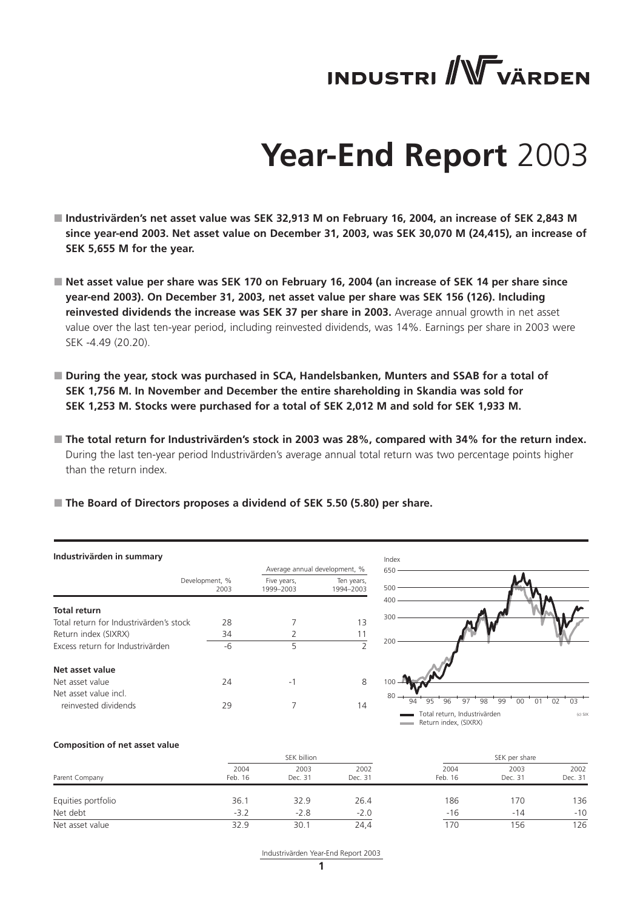# INDUSTRI VÄRDEN

# **Year-End Report** 2003

- **Industrivärden's net asset value was SEK 32,913 M on February 16, 2004, an increase of SEK 2,843 M since year-end 2003. Net asset value on December 31, 2003, was SEK 30,070 M (24,415), an increase of SEK 5,655 M for the year.**

- **Net asset value per share was SEK 170 on February 16, 2004 (an increase of SEK 14 per share since year-end 2003). On December 31, 2003, net asset value per share was SEK 156 (126). Including reinvested dividends the increase was SEK 37 per share in 2003.** Average annual growth in net asset value over the last ten-year period, including reinvested dividends, was 14%. Earnings per share in 2003 were SEK -4.49 (20.20).

- **During the year, stock was purchased in SCA, Handelsbanken, Munters and SSAB for a total of SEK 1,756 M. In November and December the entire shareholding in Skandia was sold for SEK 1,253 M. Stocks were purchased for a total of SEK 2,012 M and sold for SEK 1,933 M.**

- **The total return for Industrivärden's stock in 2003 was 28%, compared with 34% for the return index.** During the last ten-year period Industrivärden's average annual total return was two percentage points higher than the return index.

- **The Board of Directors proposes a dividend of SEK 5.50 (5.80) per share.**

**Industrivärden in summary**

| | Development, % 2003 | Average annual development, % Five years, 1999–2003 | Ten years, 1994–2003 |
|---|---|---|---|
| **Total return** | | | |
| Total return for Industrivärden's stock | 28 | 7 | 13 |
| Return index (SIXRX) | 34 | 2 | 11 |
| Excess return for Industrivärden | -6 | 5 | 2 |
| **Net asset value** | | | |
| Net asset value | 24 | -1 | 8 |
| Net asset value incl. reinvested dividends | 29 | 7 | 14 |

Total return, Industrivärden
Return index, (SIXRX)

(c) SIX

**Composition of net asset value**

| | SEK billion | | | SEK per share | | |
|---|---|---|---|---|---|---|
| Parent Company | 2004 Feb. 16 | 2003 Dec. 31 | 2002 Dec. 31 | 2004 Feb. 16 | 2003 Dec. 31 | 2002 Dec. 31 |
| Equities portfolio | 36.1 | 32.9 | 26.4 | 186 | 170 | 136 |
| Net debt | -3.2 | -2.8 | -2.0 | -16 | -14 | -10 |
| Net asset value | 32.9 | 30.1 | 24,4 | 170 | 156 | 126 |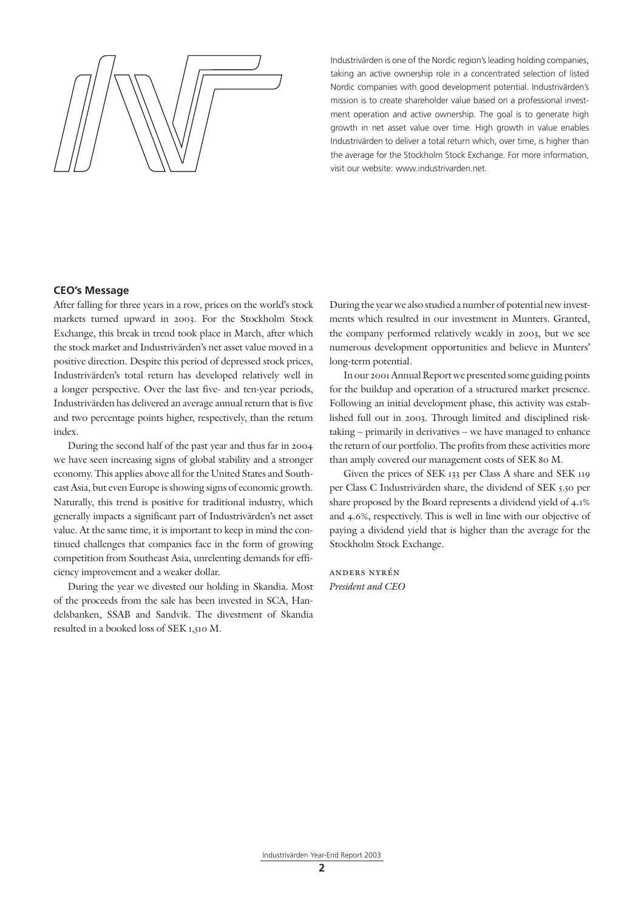Industrivärden is one of the Nordic region's leading holding companies, taking an active ownership role in a concentrated selection of listed Nordic companies with good development potential. Industrivärden's mission is to create shareholder value based on a professional investment operation and active ownership. The goal is to generate high growth in net asset value over time. High growth in value enables Industrivärden to deliver a total return which, over time, is higher than the average for the Stockholm Stock Exchange. For more information, visit our website: www.industrivarden.net.

## CEO's Message

After falling for three years in a row, prices on the world's stock markets turned upward in 2003. For the Stockholm Stock Exchange, this break in trend took place in March, after which the stock market and Industrivärden's net asset value moved in a positive direction. Despite this period of depressed stock prices, Industrivärden's total return has developed relatively well in a longer perspective. Over the last five- and ten-year periods, Industrivärden has delivered an average annual return that is five and two percentage points higher, respectively, than the return index.

During the second half of the past year and thus far in 2004 we have seen increasing signs of global stability and a stronger economy. This applies above all for the United States and Southeast Asia, but even Europe is showing signs of economic growth. Naturally, this trend is positive for traditional industry, which generally impacts a significant part of Industrivärden's net asset value. At the same time, it is important to keep in mind the continued challenges that companies face in the form of growing competition from Southeast Asia, unrelenting demands for efficiency improvement and a weaker dollar.

During the year we divested our holding in Skandia. Most of the proceeds from the sale has been invested in SCA, Handelsbanken, SSAB and Sandvik. The divestment of Skandia resulted in a booked loss of SEK 1,510 M.

During the year we also studied a number of potential new investments which resulted in our investment in Munters. Granted, the company performed relatively weakly in 2003, but we see numerous development opportunities and believe in Munters' long-term potential.

In our 2001 Annual Report we presented some guiding points for the buildup and operation of a structured market presence. Following an initial development phase, this activity was established full out in 2003. Through limited and disciplined risk-taking – primarily in derivatives – we have managed to enhance the return of our portfolio. The profits from these activities more than amply covered our management costs of SEK 80 M.

Given the prices of SEK 133 per Class A share and SEK 119 per Class C Industrivärden share, the dividend of SEK 5.50 per share proposed by the Board represents a dividend yield of 4.1% and 4.6%, respectively. This is well in line with our objective of paying a dividend yield that is higher than the average for the Stockholm Stock Exchange.

ANDERS NYRÉN
*President and CEO*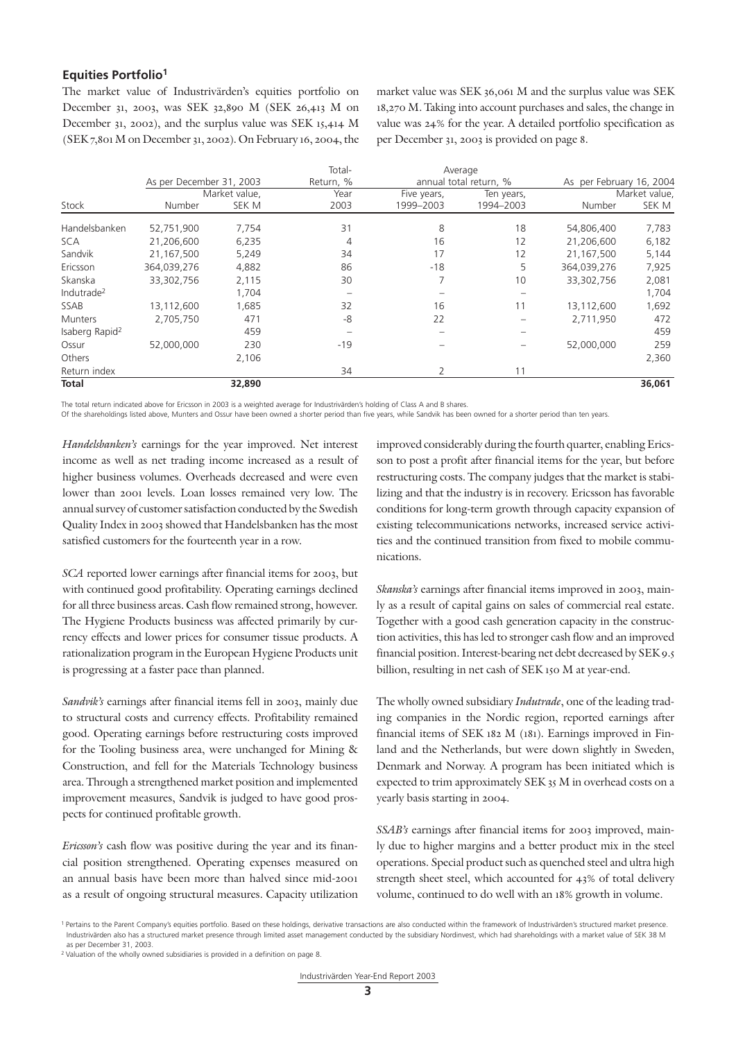## Equities Portfolio[1]

The market value of Industrivärden's equities portfolio on December 31, 2003, was SEK 32,890 M (SEK 26,413 M on December 31, 2002), and the surplus value was SEK 15,414 M (SEK 7,801 M on December 31, 2002). On February 16, 2004, the market value was SEK 36,061 M and the surplus value was SEK 18,270 M. Taking into account purchases and sales, the change in value was 24% for the year. A detailed portfolio specification as per December 31, 2003 is provided on page 8.

| Stock | As per December 31, 2003 | | Total-Return, % | Average annual total return, % | | As per February 16, 2004 | |
|---|---|---|---|---|---|---|---|
| | Number | Market value, SEK M | Year 2003 | Five years, 1999–2003 | Ten years, 1994–2003 | Number | Market value, SEK M |
| Handelsbanken | 52,751,900 | 7,754 | 31 | 8 | 18 | 54,806,400 | 7,783 |
| SCA | 21,206,600 | 6,235 | 4 | 16 | 12 | 21,206,600 | 6,182 |
| Sandvik | 21,167,500 | 5,249 | 34 | 17 | 12 | 21,167,500 | 5,144 |
| Ericsson | 364,039,276 | 4,882 | 86 | -18 | 5 | 364,039,276 | 7,925 |
| Skanska | 33,302,756 | 2,115 | 30 | 7 | 10 | 33,302,756 | 2,081 |
| Indutrade[2] | | 1,704 | – | – | – | | 1,704 |
| SSAB | 13,112,600 | 1,685 | 32 | 16 | 11 | 13,112,600 | 1,692 |
| Munters | 2,705,750 | 471 | -8 | 22 | – | 2,711,950 | 472 |
| Isaberg Rapid[2] | | 459 | – | – | – | | 459 |
| Ossur | 52,000,000 | 230 | -19 | – | – | 52,000,000 | 259 |
| Others | | 2,106 | | | | | 2,360 |
| Return index | | | 34 | 2 | 11 | | |
| **Total** | | **32,890** | | | | | **36,061** |

The total return indicated above for Ericsson in 2003 is a weighted average for Industrivärden's holding of Class A and B shares.
Of the shareholdings listed above, Munters and Ossur have been owned a shorter period than five years, while Sandvik has been owned for a shorter period than ten years.

*Handelsbanken's* earnings for the year improved. Net interest income as well as net trading income increased as a result of higher business volumes. Overheads decreased and were even lower than 2001 levels. Loan losses remained very low. The annual survey of customer satisfaction conducted by the Swedish Quality Index in 2003 showed that Handelsbanken has the most satisfied customers for the fourteenth year in a row.

*SCA* reported lower earnings after financial items for 2003, but with continued good profitability. Operating earnings declined for all three business areas. Cash flow remained strong, however. The Hygiene Products business was affected primarily by currency effects and lower prices for consumer tissue products. A rationalization program in the European Hygiene Products unit is progressing at a faster pace than planned.

*Sandvik's* earnings after financial items fell in 2003, mainly due to structural costs and currency effects. Profitability remained good. Operating earnings before restructuring costs improved for the Tooling business area, were unchanged for Mining & Construction, and fell for the Materials Technology business area. Through a strengthened market position and implemented improvement measures, Sandvik is judged to have good prospects for continued profitable growth.

*Ericsson's* cash flow was positive during the year and its financial position strengthened. Operating expenses measured on an annual basis have been more than halved since mid-2001 as a result of ongoing structural measures. Capacity utilization improved considerably during the fourth quarter, enabling Ericsson to post a profit after financial items for the year, but before restructuring costs. The company judges that the market is stabilizing and that the industry is in recovery. Ericsson has favorable conditions for long-term growth through capacity expansion of existing telecommunications networks, increased service activities and the continued transition from fixed to mobile communications.

*Skanska's* earnings after financial items improved in 2003, mainly as a result of capital gains on sales of commercial real estate. Together with a good cash generation capacity in the construction activities, this has led to stronger cash flow and an improved financial position. Interest-bearing net debt decreased by SEK 9.5 billion, resulting in net cash of SEK 150 M at year-end.

The wholly owned subsidiary *Indutrade*, one of the leading trading companies in the Nordic region, reported earnings after financial items of SEK 182 M (181). Earnings improved in Finland and the Netherlands, but were down slightly in Sweden, Denmark and Norway. A program has been initiated which is expected to trim approximately SEK 35 M in overhead costs on a yearly basis starting in 2004.

*SSAB's* earnings after financial items for 2003 improved, mainly due to higher margins and a better product mix in the steel operations. Special product such as quenched steel and ultra high strength sheet steel, which accounted for 43% of total delivery volume, continued to do well with an 18% growth in volume.

[1] Pertains to the Parent Company's equities portfolio. Based on these holdings, derivative transactions are also conducted within the framework of Industrivärden's structured market presence. Industrivärden also has a structured market presence through limited asset management conducted by the subsidiary Nordinvest, which had shareholdings with a market value of SEK 38 M as per December 31, 2003.

[2] Valuation of the wholly owned subsidiaries is provided in a definition on page 8.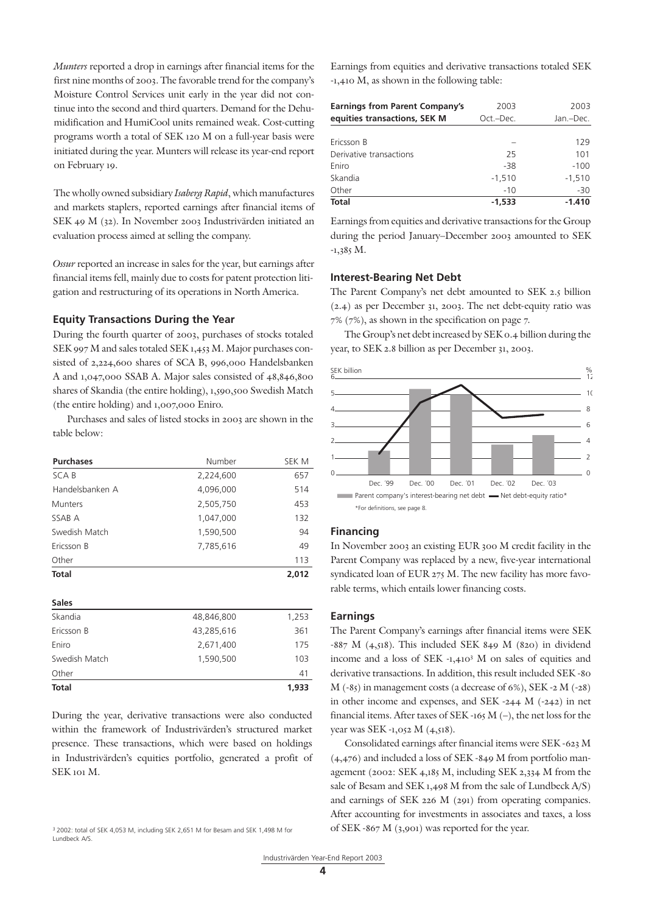*Munters* reported a drop in earnings after financial items for the first nine months of 2003. The favorable trend for the company's Moisture Control Services unit early in the year did not continue into the second and third quarters. Demand for the Dehumidification and HumiCool units remained weak. Cost-cutting programs worth a total of SEK 120 M on a full-year basis were initiated during the year. Munters will release its year-end report on February 19.

The wholly owned subsidiary *Isaberg Rapid*, which manufactures and markets staplers, reported earnings after financial items of SEK 49 M (32). In November 2003 Industrivärden initiated an evaluation process aimed at selling the company.

*Ossur* reported an increase in sales for the year, but earnings after financial items fell, mainly due to costs for patent protection litigation and restructuring of its operations in North America.

### Equity Transactions During the Year

During the fourth quarter of 2003, purchases of stocks totaled SEK 997 M and sales totaled SEK 1,453 M. Major purchases consisted of 2,224,600 shares of SCA B, 996,000 Handelsbanken A and 1,047,000 SSAB A. Major sales consisted of 48,846,800 shares of Skandia (the entire holding), 1,590,500 Swedish Match (the entire holding) and 1,007,000 Eniro.

Purchases and sales of listed stocks in 2003 are shown in the table below:

| Purchases | Number | SEK M |
|---|---|---|
| SCA B | 2,224,600 | 657 |
| Handelsbanken A | 4,096,000 | 514 |
| Munters | 2,505,750 | 453 |
| SSAB A | 1,047,000 | 132 |
| Swedish Match | 1,590,500 | 94 |
| Ericsson B | 7,785,616 | 49 |
| Other | | 113 |
| **Total** | | **2,012** |

| Sales | Number | SEK M |
|---|---|---|
| Skandia | 48,846,800 | 1,253 |
| Ericsson B | 43,285,616 | 361 |
| Eniro | 2,671,400 | 175 |
| Swedish Match | 1,590,500 | 103 |
| Other | | 41 |
| **Total** | | **1,933** |

During the year, derivative transactions were also conducted within the framework of Industrivärden's structured market presence. These transactions, which were based on holdings in Industrivärden's equities portfolio, generated a profit of SEK 101 M.

Earnings from equities and derivative transactions totaled SEK -1,410 M, as shown in the following table:

| Earnings from Parent Company's equities transactions, SEK M | 2003 Oct.–Dec. | 2003 Jan.–Dec. |
|---|---|---|
| Ericsson B | – | 129 |
| Derivative transactions | 25 | 101 |
| Eniro | -38 | -100 |
| Skandia | -1,510 | -1,510 |
| Other | -10 | -30 |
| **Total** | **-1,533** | **-1.410** |

Earnings from equities and derivative transactions for the Group during the period January–December 2003 amounted to SEK -1,385 M.

### Interest-Bearing Net Debt

The Parent Company's net debt amounted to SEK 2.5 billion (2.4) as per December 31, 2003. The net debt-equity ratio was 7% (7%), as shown in the specification on page 7.

The Group's net debt increased by SEK 0.4 billion during the year, to SEK 2.8 billion as per December 31, 2003.

SEK billion / % — Dec. '99, Dec. '00, Dec. '01, Dec. '02, Dec. '03

Parent company's interest-bearing net debt — Net debt-equity ratio*

*For definitions, see page 8.

### Financing

In November 2003 an existing EUR 300 M credit facility in the Parent Company was replaced by a new, five-year international syndicated loan of EUR 275 M. The new facility has more favorable terms, which entails lower financing costs.

### Earnings

The Parent Company's earnings after financial items were SEK -887 M (4,518). This included SEK 849 M (820) in dividend income and a loss of SEK -1,410[3] M on sales of equities and derivative transactions. In addition, this result included SEK -80 M (-85) in management costs (a decrease of 6%), SEK -2 M (-28) in other income and expenses, and SEK -244 M (-242) in net financial items. After taxes of SEK -165 M (–), the net loss for the year was SEK -1,052 M (4,518).

Consolidated earnings after financial items were SEK -623 M (4,476) and included a loss of SEK -849 M from portfolio management (2002: SEK 4,185 M, including SEK 2,334 M from the sale of Besam and SEK 1,498 M from the sale of Lundbeck A/S) and earnings of SEK 226 M (291) from operating companies. After accounting for investments in associates and taxes, a loss of SEK -867 M (3,901) was reported for the year.

[3] 2002: total of SEK 4,053 M, including SEK 2,651 M for Besam and SEK 1,498 M for Lundbeck A/S.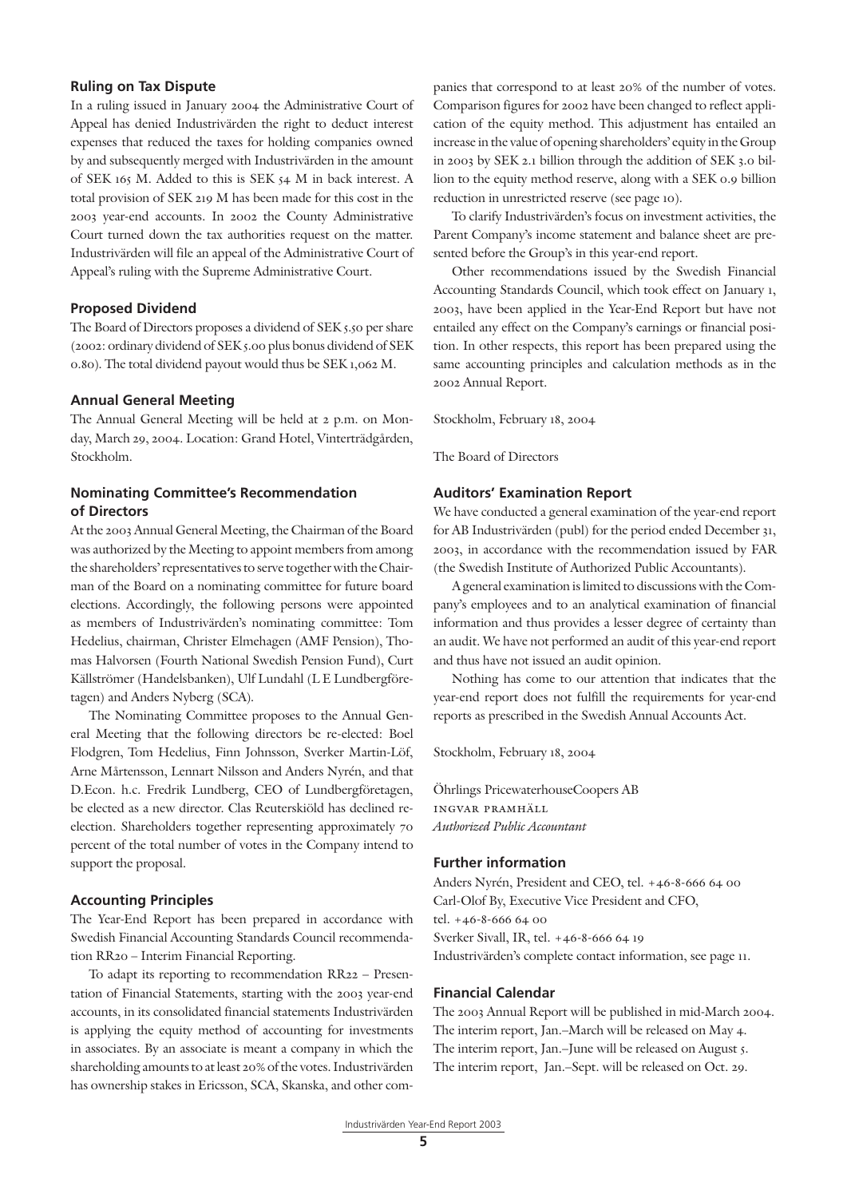## Ruling on Tax Dispute

In a ruling issued in January 2004 the Administrative Court of Appeal has denied Industrivärden the right to deduct interest expenses that reduced the taxes for holding companies owned by and subsequently merged with Industrivärden in the amount of SEK 165 M. Added to this is SEK 54 M in back interest. A total provision of SEK 219 M has been made for this cost in the 2003 year-end accounts. In 2002 the County Administrative Court turned down the tax authorities request on the matter. Industrivärden will file an appeal of the Administrative Court of Appeal's ruling with the Supreme Administrative Court.

## Proposed Dividend

The Board of Directors proposes a dividend of SEK 5.50 per share (2002: ordinary dividend of SEK 5.00 plus bonus dividend of SEK 0.80). The total dividend payout would thus be SEK 1,062 M.

## Annual General Meeting

The Annual General Meeting will be held at 2 p.m. on Monday, March 29, 2004. Location: Grand Hotel, Vinterträdgården, Stockholm.

## Nominating Committee's Recommendation of Directors

At the 2003 Annual General Meeting, the Chairman of the Board was authorized by the Meeting to appoint members from among the shareholders' representatives to serve together with the Chairman of the Board on a nominating committee for future board elections. Accordingly, the following persons were appointed as members of Industrivärden's nominating committee: Tom Hedelius, chairman, Christer Elmehagen (AMF Pension), Thomas Halvorsen (Fourth National Swedish Pension Fund), Curt Källströmer (Handelsbanken), Ulf Lundahl (L E Lundbergföretagen) and Anders Nyberg (SCA).

The Nominating Committee proposes to the Annual General Meeting that the following directors be re-elected: Boel Flodgren, Tom Hedelius, Finn Johnsson, Sverker Martin-Löf, Arne Mårtensson, Lennart Nilsson and Anders Nyrén, and that D.Econ. h.c. Fredrik Lundberg, CEO of Lundbergföretagen, be elected as a new director. Clas Reuterskiöld has declined reelection. Shareholders together representing approximately 70 percent of the total number of votes in the Company intend to support the proposal.

## Accounting Principles

The Year-End Report has been prepared in accordance with Swedish Financial Accounting Standards Council recommendation RR20 – Interim Financial Reporting.

To adapt its reporting to recommendation RR22 – Presentation of Financial Statements, starting with the 2003 year-end accounts, in its consolidated financial statements Industrivärden is applying the equity method of accounting for investments in associates. By an associate is meant a company in which the shareholding amounts to at least 20% of the votes. Industrivärden has ownership stakes in Ericsson, SCA, Skanska, and other companies that correspond to at least 20% of the number of votes. Comparison figures for 2002 have been changed to reflect application of the equity method. This adjustment has entailed an increase in the value of opening shareholders' equity in the Group in 2003 by SEK 2.1 billion through the addition of SEK 3.0 billion to the equity method reserve, along with a SEK 0.9 billion reduction in unrestricted reserve (see page 10).

To clarify Industrivärden's focus on investment activities, the Parent Company's income statement and balance sheet are presented before the Group's in this year-end report.

Other recommendations issued by the Swedish Financial Accounting Standards Council, which took effect on January 1, 2003, have been applied in the Year-End Report but have not entailed any effect on the Company's earnings or financial position. In other respects, this report has been prepared using the same accounting principles and calculation methods as in the 2002 Annual Report.

Stockholm, February 18, 2004

The Board of Directors

## Auditors' Examination Report

We have conducted a general examination of the year-end report for AB Industrivärden (publ) for the period ended December 31, 2003, in accordance with the recommendation issued by FAR (the Swedish Institute of Authorized Public Accountants).

A general examination is limited to discussions with the Company's employees and to an analytical examination of financial information and thus provides a lesser degree of certainty than an audit. We have not performed an audit of this year-end report and thus have not issued an audit opinion.

Nothing has come to our attention that indicates that the year-end report does not fulfill the requirements for year-end reports as prescribed in the Swedish Annual Accounts Act.

Stockholm, February 18, 2004

Öhrlings PricewaterhouseCoopers AB
INGVAR PRAMHÄLL
*Authorized Public Accountant*

## Further information

Anders Nyrén, President and CEO, tel. +46-8-666 64 00
Carl-Olof By, Executive Vice President and CFO,
tel. +46-8-666 64 00
Sverker Sivall, IR, tel. +46-8-666 64 19
Industrivärden's complete contact information, see page 11.

## Financial Calendar

The 2003 Annual Report will be published in mid-March 2004.
The interim report, Jan.–March will be released on May 4.
The interim report, Jan.–June will be released on August 5.
The interim report, Jan.–Sept. will be released on Oct. 29.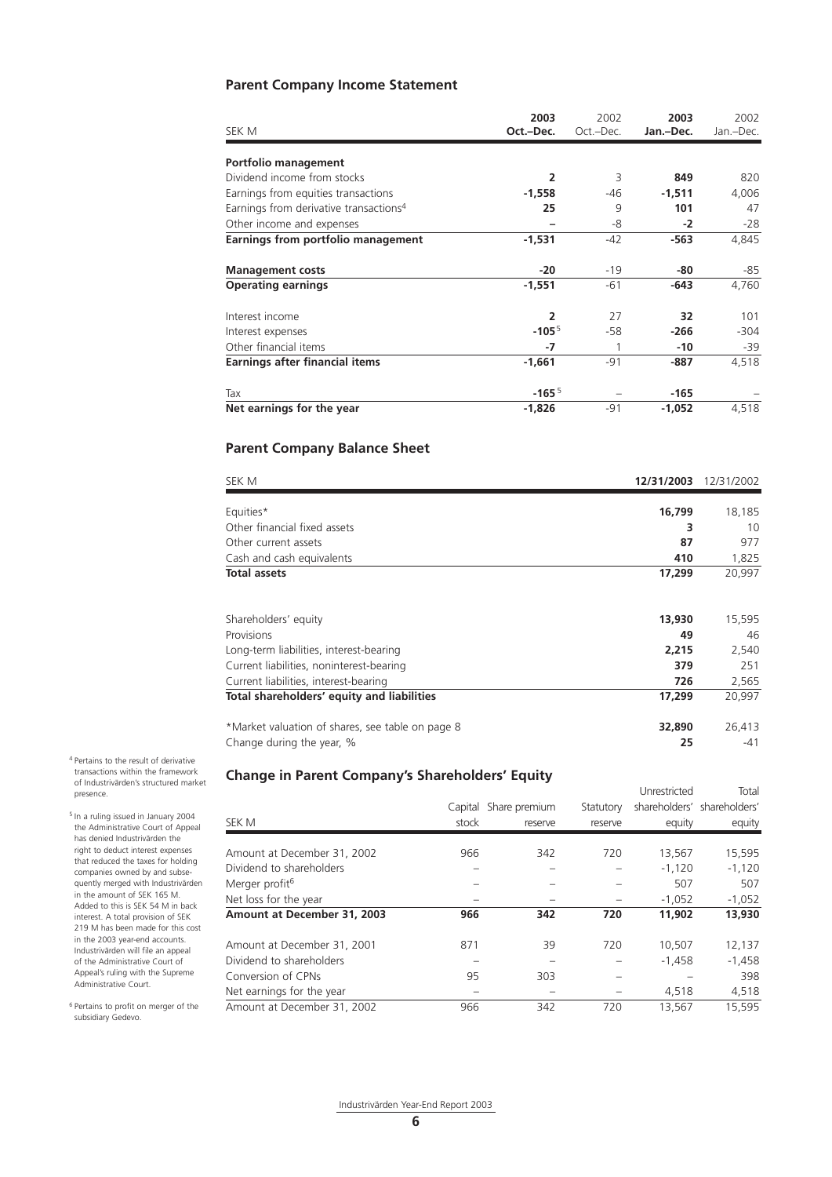## Parent Company Income Statement

| SEK M | 2003 Oct.–Dec. | 2002 Oct.–Dec. | 2003 Jan.–Dec. | 2002 Jan.–Dec. |
|---|---|---|---|---|
| **Portfolio management** | | | | |
| Dividend income from stocks | **2** | 3 | **849** | 820 |
| Earnings from equities transactions | **-1,558** | -46 | **-1,511** | 4,006 |
| Earnings from derivative transactions[4] | **25** | 9 | **101** | 47 |
| Other income and expenses | **–** | -8 | **-2** | -28 |
| **Earnings from portfolio management** | **-1,531** | -42 | **-563** | 4,845 |
| **Management costs** | **-20** | -19 | **-80** | -85 |
| **Operating earnings** | **-1,551** | -61 | **-643** | 4,760 |
| Interest income | **2** | 27 | **32** | 101 |
| Interest expenses | **-105**[5] | -58 | **-266** | -304 |
| Other financial items | **-7** | 1 | **-10** | -39 |
| **Earnings after financial items** | **-1,661** | -91 | **-887** | 4,518 |
| Tax | **-165**[5] | – | **-165** | – |
| **Net earnings for the year** | **-1,826** | -91 | **-1,052** | 4,518 |

## Parent Company Balance Sheet

| SEK M | 12/31/2003 | 12/31/2002 |
|---|---|---|
| Equities* | **16,799** | 18,185 |
| Other financial fixed assets | **3** | 10 |
| Other current assets | **87** | 977 |
| Cash and cash equivalents | **410** | 1,825 |
| **Total assets** | **17,299** | 20,997 |
| Shareholders' equity | **13,930** | 15,595 |
| Provisions | **49** | 46 |
| Long-term liabilities, interest-bearing | **2,215** | 2,540 |
| Current liabilities, noninterest-bearing | **379** | 251 |
| Current liabilities, interest-bearing | **726** | 2,565 |
| **Total shareholders' equity and liabilities** | **17,299** | 20,997 |
| *Market valuation of shares, see table on page 8 | **32,890** | 26,413 |
| Change during the year, % | **25** | -41 |

## Change in Parent Company's Shareholders' Equity

| SEK M | Capital stock | Share premium reserve | Statutory reserve | Unrestricted shareholders' equity | Total shareholders' equity |
|---|---|---|---|---|---|
| Amount at December 31, 2002 | 966 | 342 | 720 | 13,567 | 15,595 |
| Dividend to shareholders | – | – | – | -1,120 | -1,120 |
| Merger profit[6] | – | – | – | 507 | 507 |
| Net loss for the year | – | – | – | -1,052 | -1,052 |
| **Amount at December 31, 2003** | **966** | **342** | **720** | **11,902** | **13,930** |
| Amount at December 31, 2001 | 871 | 39 | 720 | 10,507 | 12,137 |
| Dividend to shareholders | – | – | – | -1,458 | -1,458 |
| Conversion of CPNs | 95 | 303 | – | – | 398 |
| Net earnings for the year | – | – | – | 4,518 | 4,518 |
| Amount at December 31, 2002 | 966 | 342 | 720 | 13,567 | 15,595 |

[4] Pertains to the result of derivative transactions within the framework of Industrivärden's structured market presence.

[5] In a ruling issued in January 2004 the Administrative Court of Appeal has denied Industrivärden the right to deduct interest expenses that reduced the taxes for holding companies owned by and subsequently merged with Industrivärden in the amount of SEK 165 M. Added to this is SEK 54 M in back interest. A total provision of SEK 219 M has been made for this cost in the 2003 year-end accounts. Industrivärden will file an appeal of the Administrative Court of Appeal's ruling with the Supreme Administrative Court.

[6] Pertains to profit on merger of the subsidiary Gedevo.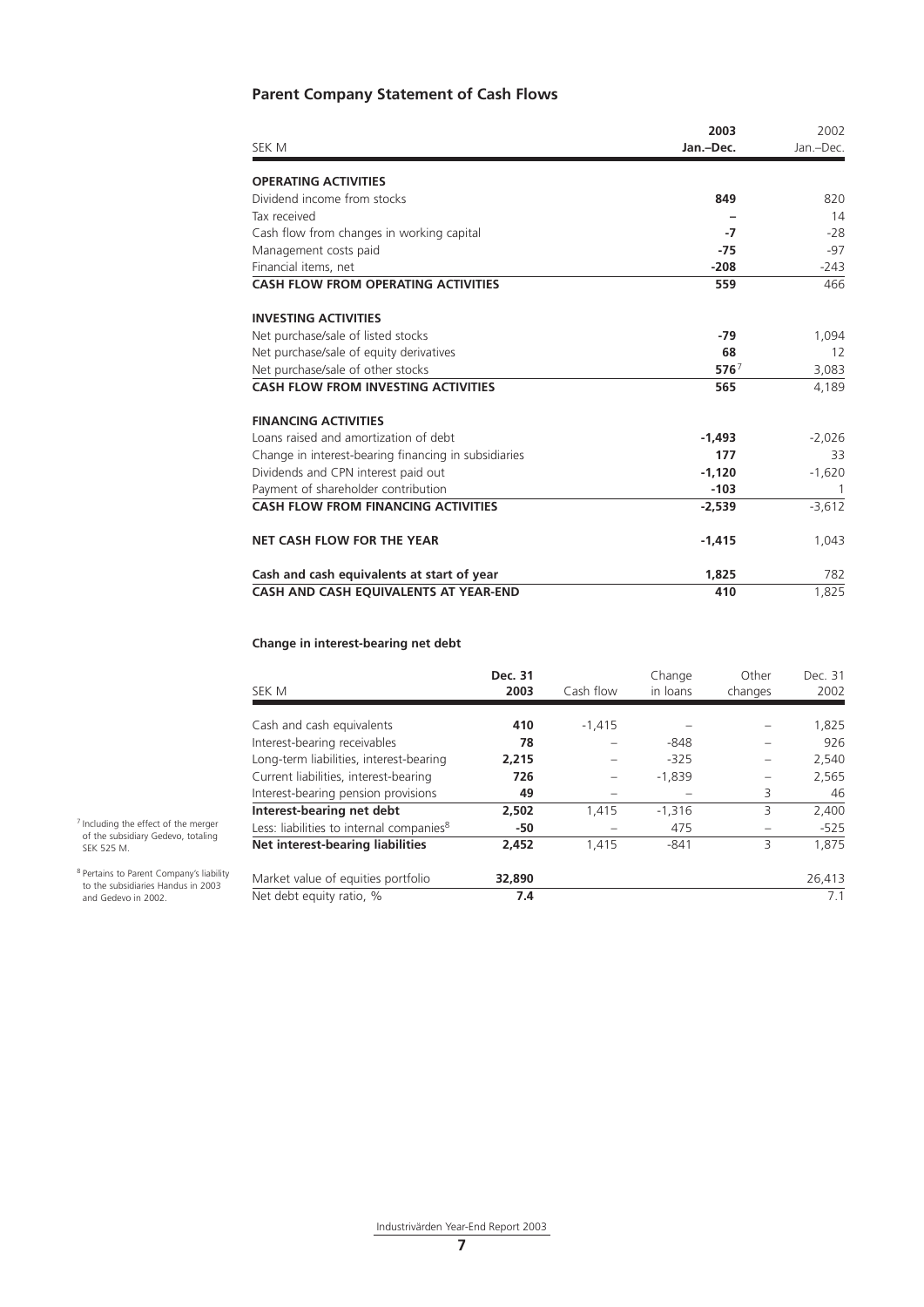## Parent Company Statement of Cash Flows

| SEK M | 2003 Jan.–Dec. | 2002 Jan.–Dec. |
|---|---|---|
| **OPERATING ACTIVITIES** | | |
| Dividend income from stocks | **849** | 820 |
| Tax received | **–** | 14 |
| Cash flow from changes in working capital | **-7** | -28 |
| Management costs paid | **-75** | -97 |
| Financial items, net | **-208** | -243 |
| **CASH FLOW FROM OPERATING ACTIVITIES** | **559** | 466 |
| **INVESTING ACTIVITIES** | | |
| Net purchase/sale of listed stocks | **-79** | 1,094 |
| Net purchase/sale of equity derivatives | **68** | 12 |
| Net purchase/sale of other stocks | **576**[7] | 3,083 |
| **CASH FLOW FROM INVESTING ACTIVITIES** | **565** | 4,189 |
| **FINANCING ACTIVITIES** | | |
| Loans raised and amortization of debt | **-1,493** | -2,026 |
| Change in interest-bearing financing in subsidiaries | **177** | 33 |
| Dividends and CPN interest paid out | **-1,120** | -1,620 |
| Payment of shareholder contribution | **-103** | 1 |
| **CASH FLOW FROM FINANCING ACTIVITIES** | **-2,539** | -3,612 |
| **NET CASH FLOW FOR THE YEAR** | **-1,415** | 1,043 |
| **Cash and cash equivalents at start of year** | **1,825** | 782 |
| **CASH AND CASH EQUIVALENTS AT YEAR-END** | **410** | 1,825 |

### Change in interest-bearing net debt

| SEK M | Dec. 31 2003 | Cash flow | Change in loans | Other changes | Dec. 31 2002 |
|---|---|---|---|---|---|
| Cash and cash equivalents | **410** | -1,415 | – | – | 1,825 |
| Interest-bearing receivables | **78** | – | -848 | – | 926 |
| Long-term liabilities, interest-bearing | **2,215** | – | -325 | – | 2,540 |
| Current liabilities, interest-bearing | **726** | – | -1,839 | – | 2,565 |
| Interest-bearing pension provisions | **49** | – | – | 3 | 46 |
| **Interest-bearing net debt** | **2,502** | 1,415 | -1,316 | 3 | 2,400 |
| Less: liabilities to internal companies[8] | **-50** | – | 475 | – | -525 |
| **Net interest-bearing liabilities** | **2,452** | 1,415 | -841 | 3 | 1,875 |
| Market value of equities portfolio | **32,890** | | | | 26,413 |
| Net debt equity ratio, % | **7.4** | | | | 7.1 |

[7] Including the effect of the merger of the subsidiary Gedevo, totaling SEK 525 M.

[8] Pertains to Parent Company's liability to the subsidiaries Handus in 2003 and Gedevo in 2002.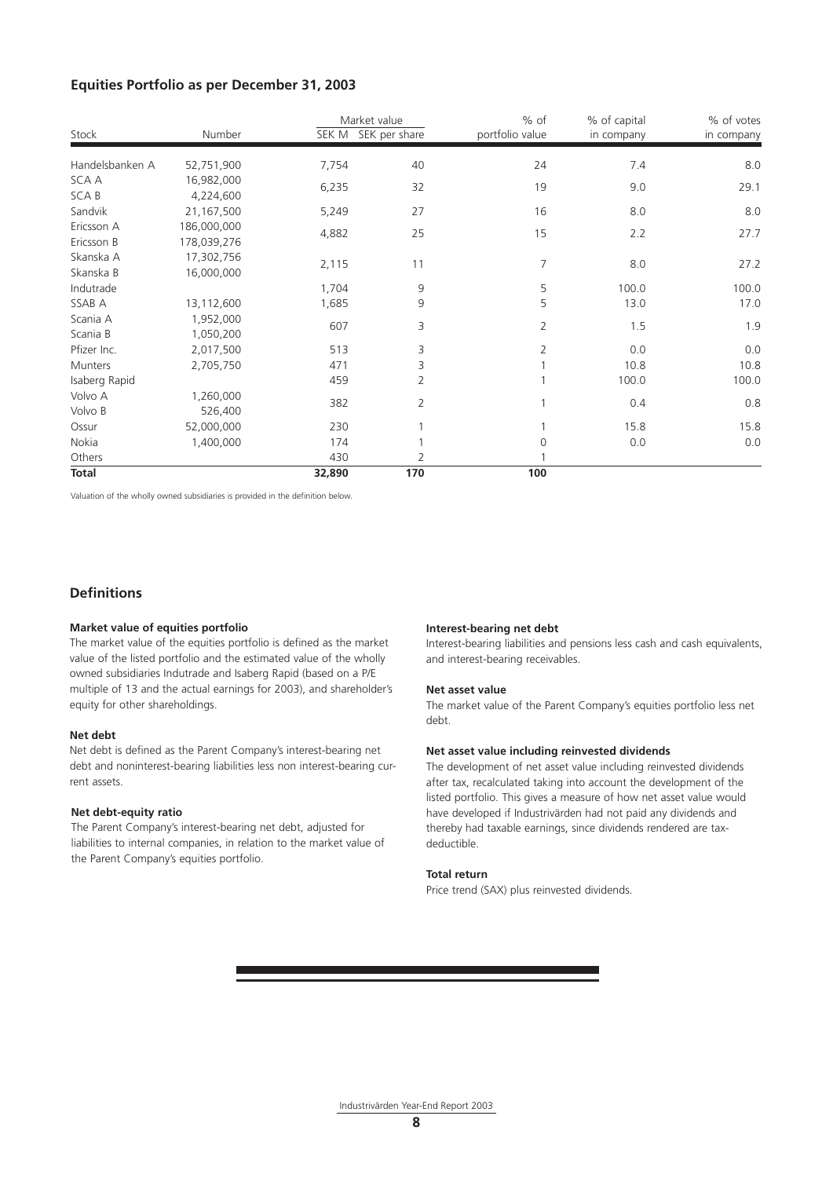## Equities Portfolio as per December 31, 2003

| Stock | Number | Market value | | % of | % of capital | % of votes |
|---|---|---|---|---|---|---|
| | | SEK M | SEK per share | portfolio value | in company | in company |
| Handelsbanken A | 52,751,900 | 7,754 | 40 | 24 | 7.4 | 8.0 |
| SCA A | 16,982,000 | 6,235 | 32 | 19 | 9.0 | 29.1 |
| SCA B | 4,224,600 | | | | | |
| Sandvik | 21,167,500 | 5,249 | 27 | 16 | 8.0 | 8.0 |
| Ericsson A | 186,000,000 | 4,882 | 25 | 15 | 2.2 | 27.7 |
| Ericsson B | 178,039,276 | | | | | |
| Skanska A | 17,302,756 | 2,115 | 11 | 7 | 8.0 | 27.2 |
| Skanska B | 16,000,000 | | | | | |
| Indutrade | | 1,704 | 9 | 5 | 100.0 | 100.0 |
| SSAB A | 13,112,600 | 1,685 | 9 | 5 | 13.0 | 17.0 |
| Scania A | 1,952,000 | 607 | 3 | 2 | 1.5 | 1.9 |
| Scania B | 1,050,200 | | | | | |
| Pfizer Inc. | 2,017,500 | 513 | 3 | 2 | 0.0 | 0.0 |
| Munters | 2,705,750 | 471 | 3 | 1 | 10.8 | 10.8 |
| Isaberg Rapid | | 459 | 2 | 1 | 100.0 | 100.0 |
| Volvo A | 1,260,000 | 382 | 2 | 1 | 0.4 | 0.8 |
| Volvo B | 526,400 | | | | | |
| Ossur | 52,000,000 | 230 | 1 | 1 | 15.8 | 15.8 |
| Nokia | 1,400,000 | 174 | 1 | 0 | 0.0 | 0.0 |
| Others | | 430 | 2 | 1 | | |
| **Total** | | **32,890** | **170** | **100** | | |

Valuation of the wholly owned subsidiaries is provided in the definition below.

## Definitions

**Market value of equities portfolio**
The market value of the equities portfolio is defined as the market value of the listed portfolio and the estimated value of the wholly owned subsidiaries Indutrade and Isaberg Rapid (based on a P/E multiple of 13 and the actual earnings for 2003), and shareholder's equity for other shareholdings.

**Net debt**
Net debt is defined as the Parent Company's interest-bearing net debt and noninterest-bearing liabilities less non interest-bearing current assets.

**Net debt-equity ratio**
The Parent Company's interest-bearing net debt, adjusted for liabilities to internal companies, in relation to the market value of the Parent Company's equities portfolio.

**Interest-bearing net debt**
Interest-bearing liabilities and pensions less cash and cash equivalents, and interest-bearing receivables.

**Net asset value**
The market value of the Parent Company's equities portfolio less net debt.

**Net asset value including reinvested dividends**
The development of net asset value including reinvested dividends after tax, recalculated taking into account the development of the listed portfolio. This gives a measure of how net asset value would have developed if Industrivärden had not paid any dividends and thereby had taxable earnings, since dividends rendered are tax-deductible.

**Total return**
Price trend (SAX) plus reinvested dividends.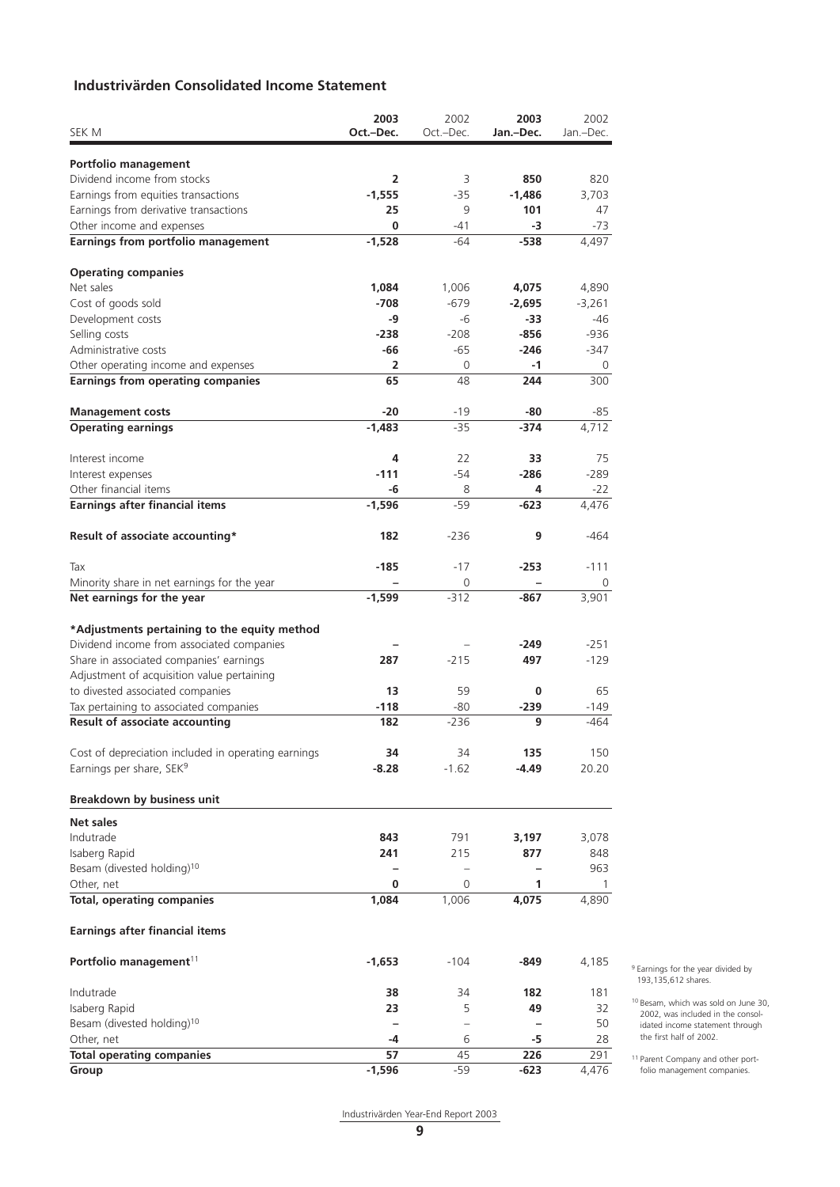## Industrivärden Consolidated Income Statement

| SEK M | 2003 Oct.–Dec. | 2002 Oct.–Dec. | 2003 Jan.–Dec. | 2002 Jan.–Dec. |
|---|---|---|---|---|
| **Portfolio management** | | | | |
| Dividend income from stocks | **2** | 3 | **850** | 820 |
| Earnings from equities transactions | **-1,555** | -35 | **-1,486** | 3,703 |
| Earnings from derivative transactions | **25** | 9 | **101** | 47 |
| Other income and expenses | **0** | -41 | **-3** | -73 |
| **Earnings from portfolio management** | **-1,528** | -64 | **-538** | 4,497 |
| **Operating companies** | | | | |
| Net sales | **1,084** | 1,006 | **4,075** | 4,890 |
| Cost of goods sold | **-708** | -679 | **-2,695** | -3,261 |
| Development costs | **-9** | -6 | **-33** | -46 |
| Selling costs | **-238** | -208 | **-856** | -936 |
| Administrative costs | **-66** | -65 | **-246** | -347 |
| Other operating income and expenses | **2** | 0 | **-1** | 0 |
| **Earnings from operating companies** | **65** | 48 | **244** | 300 |
| **Management costs** | **-20** | -19 | **-80** | -85 |
| **Operating earnings** | **-1,483** | -35 | **-374** | 4,712 |
| Interest income | **4** | 22 | **33** | 75 |
| Interest expenses | **-111** | -54 | **-286** | -289 |
| Other financial items | **-6** | 8 | **4** | -22 |
| **Earnings after financial items** | **-1,596** | -59 | **-623** | 4,476 |
| **Result of associate accounting*** | **182** | -236 | **9** | -464 |
| Tax | **-185** | -17 | **-253** | -111 |
| Minority share in net earnings for the year | **–** | 0 | **–** | 0 |
| **Net earnings for the year** | **-1,599** | -312 | **-867** | 3,901 |
| ***Adjustments pertaining to the equity method** | | | | |
| Dividend income from associated companies | **–** | – | **-249** | -251 |
| Share in associated companies' earnings | **287** | -215 | **497** | -129 |
| Adjustment of acquisition value pertaining to divested associated companies | **13** | 59 | **0** | 65 |
| Tax pertaining to associated companies | **-118** | -80 | **-239** | -149 |
| **Result of associate accounting** | **182** | -236 | **9** | -464 |
| Cost of depreciation included in operating earnings | **34** | 34 | **135** | 150 |
| Earnings per share, SEK[9] | **-8.28** | -1.62 | **-4.49** | 20.20 |

**Breakdown by business unit**

| | 2003 Oct.–Dec. | 2002 Oct.–Dec. | 2003 Jan.–Dec. | 2002 Jan.–Dec. |
|---|---|---|---|---|
| **Net sales** | | | | |
| Indutrade | **843** | 791 | **3,197** | 3,078 |
| Isaberg Rapid | **241** | 215 | **877** | 848 |
| Besam (divested holding)[10] | **–** | – | **–** | 963 |
| Other, net | **0** | 0 | **1** | 1 |
| **Total, operating companies** | **1,084** | 1,006 | **4,075** | 4,890 |
| **Earnings after financial items** | | | | |
| **Portfolio management**[11] | **-1,653** | -104 | **-849** | 4,185 |
| Indutrade | **38** | 34 | **182** | 181 |
| Isaberg Rapid | **23** | 5 | **49** | 32 |
| Besam (divested holding)[10] | **–** | – | **–** | 50 |
| Other, net | **-4** | 6 | **-5** | 28 |
| **Total operating companies** | **57** | 45 | **226** | 291 |
| **Group** | **-1,596** | -59 | **-623** | 4,476 |

[9] Earnings for the year divided by 193,135,612 shares.

[10] Besam, which was sold on June 30, 2002, was included in the consolidated income statement through the first half of 2002.

[11] Parent Company and other portfolio management companies.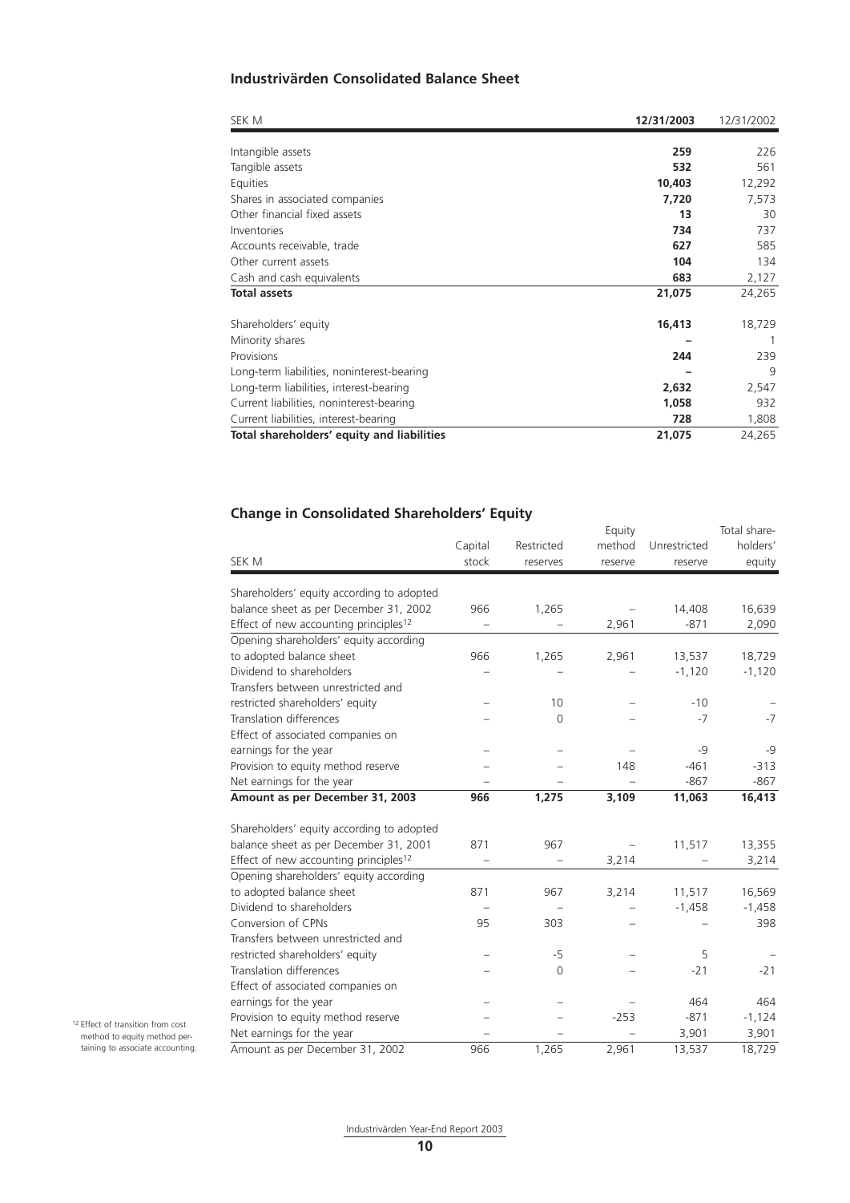## Industrivärden Consolidated Balance Sheet

| SEK M | **12/31/2003** | 12/31/2002 |
|---|---|---|
| Intangible assets | **259** | 226 |
| Tangible assets | **532** | 561 |
| Equities | **10,403** | 12,292 |
| Shares in associated companies | **7,720** | 7,573 |
| Other financial fixed assets | **13** | 30 |
| Inventories | **734** | 737 |
| Accounts receivable, trade | **627** | 585 |
| Other current assets | **104** | 134 |
| Cash and cash equivalents | **683** | 2,127 |
| **Total assets** | **21,075** | 24,265 |
| | | |
| Shareholders' equity | **16,413** | 18,729 |
| Minority shares | **–** | 1 |
| Provisions | **244** | 239 |
| Long-term liabilities, noninterest-bearing | **–** | 9 |
| Long-term liabilities, interest-bearing | **2,632** | 2,547 |
| Current liabilities, noninterest-bearing | **1,058** | 932 |
| Current liabilities, interest-bearing | **728** | 1,808 |
| **Total shareholders' equity and liabilities** | **21,075** | 24,265 |

## Change in Consolidated Shareholders' Equity

| SEK M | Capital stock | Restricted reserves | Equity method reserve | Unrestricted reserve | Total shareholders' equity |
|---|---|---|---|---|---|
| Shareholders' equity according to adopted balance sheet as per December 31, 2002 | 966 | 1,265 | – | 14,408 | 16,639 |
| Effect of new accounting principles[12] | – | – | 2,961 | -871 | 2,090 |
| Opening shareholders' equity according to adopted balance sheet | 966 | 1,265 | 2,961 | 13,537 | 18,729 |
| Dividend to shareholders | – | – | – | -1,120 | -1,120 |
| Transfers between unrestricted and restricted shareholders' equity | – | 10 | – | -10 | – |
| Translation differences | – | 0 | – | -7 | -7 |
| Effect of associated companies on earnings for the year | – | – | – | -9 | -9 |
| Provision to equity method reserve | – | – | 148 | -461 | -313 |
| Net earnings for the year | – | – | – | -867 | -867 |
| **Amount as per December 31, 2003** | **966** | **1,275** | **3,109** | **11,063** | **16,413** |
| | | | | | |
| Shareholders' equity according to adopted balance sheet as per December 31, 2001 | 871 | 967 | – | 11,517 | 13,355 |
| Effect of new accounting principles[12] | – | – | 3,214 | – | 3,214 |
| Opening shareholders' equity according to adopted balance sheet | 871 | 967 | 3,214 | 11,517 | 16,569 |
| Dividend to shareholders | – | – | – | -1,458 | -1,458 |
| Conversion of CPNs | 95 | 303 | – | – | 398 |
| Transfers between unrestricted and restricted shareholders' equity | – | -5 | – | 5 | – |
| Translation differences | – | 0 | – | -21 | -21 |
| Effect of associated companies on earnings for the year | – | – | – | 464 | 464 |
| Provision to equity method reserve | – | – | -253 | -871 | -1,124 |
| Net earnings for the year | – | – | – | 3,901 | 3,901 |
| Amount as per December 31, 2002 | 966 | 1,265 | 2,961 | 13,537 | 18,729 |

[12] Effect of transition from cost method to equity method pertaining to associate accounting.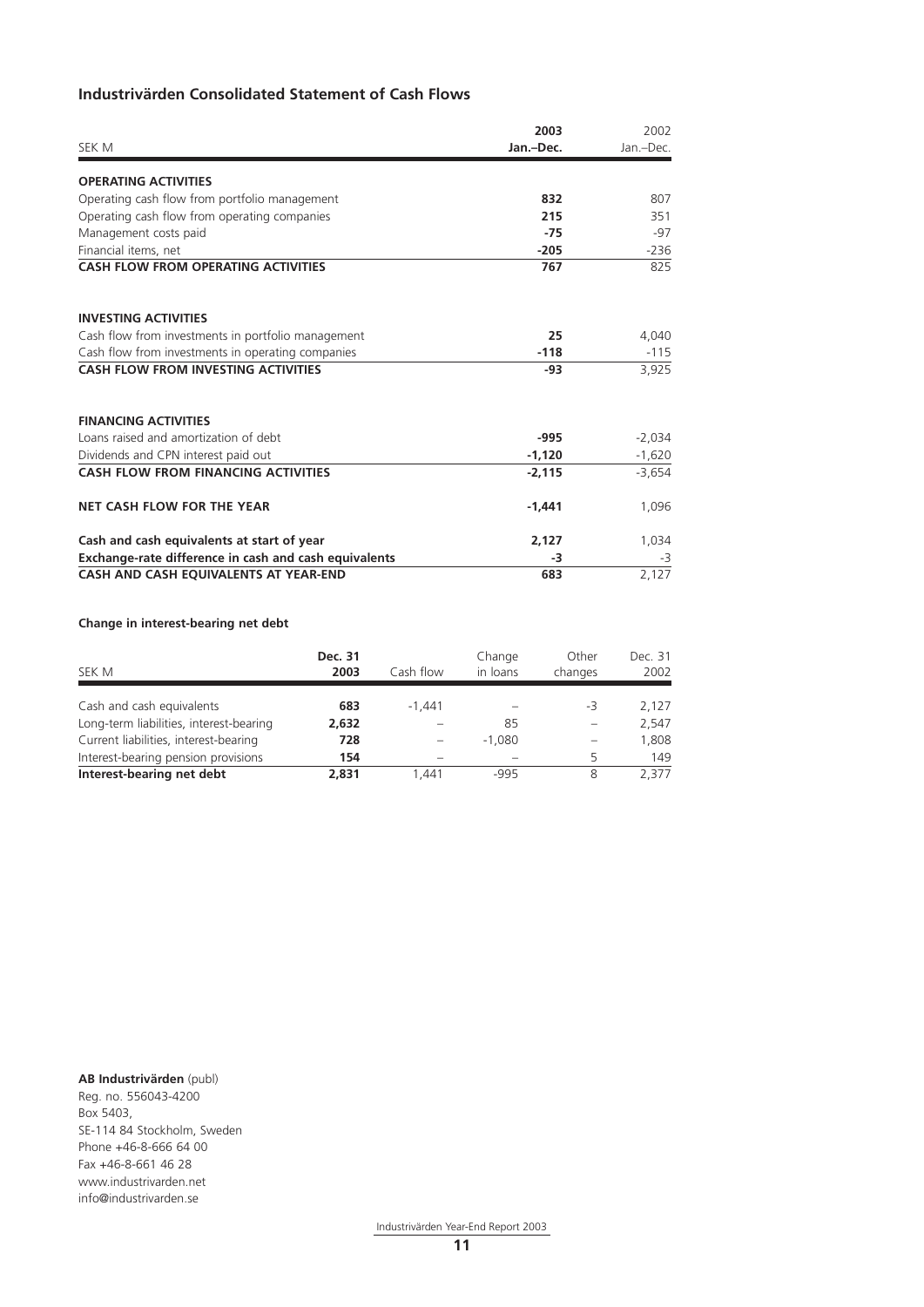## Industrivärden Consolidated Statement of Cash Flows

| SEK M | **2003 Jan.–Dec.** | 2002 Jan.–Dec. |
|---|---|---|
| **OPERATING ACTIVITIES** | | |
| Operating cash flow from portfolio management | **832** | 807 |
| Operating cash flow from operating companies | **215** | 351 |
| Management costs paid | **-75** | -97 |
| Financial items, net | **-205** | -236 |
| **CASH FLOW FROM OPERATING ACTIVITIES** | **767** | 825 |
| | | |
| **INVESTING ACTIVITIES** | | |
| Cash flow from investments in portfolio management | **25** | 4,040 |
| Cash flow from investments in operating companies | **-118** | -115 |
| **CASH FLOW FROM INVESTING ACTIVITIES** | **-93** | 3,925 |
| | | |
| **FINANCING ACTIVITIES** | | |
| Loans raised and amortization of debt | **-995** | -2,034 |
| Dividends and CPN interest paid out | **-1,120** | -1,620 |
| **CASH FLOW FROM FINANCING ACTIVITIES** | **-2,115** | -3,654 |
| | | |
| **NET CASH FLOW FOR THE YEAR** | **-1,441** | 1,096 |
| | | |
| **Cash and cash equivalents at start of year** | **2,127** | 1,034 |
| **Exchange-rate difference in cash and cash equivalents** | **-3** | -3 |
| **CASH AND CASH EQUIVALENTS AT YEAR-END** | **683** | 2,127 |

### Change in interest-bearing net debt

| SEK M | **Dec. 31 2003** | Cash flow | Change in loans | Other changes | Dec. 31 2002 |
|---|---|---|---|---|---|
| Cash and cash equivalents | **683** | -1,441 | – | -3 | 2,127 |
| Long-term liabilities, interest-bearing | **2,632** | – | 85 | – | 2,547 |
| Current liabilities, interest-bearing | **728** | – | -1,080 | – | 1,808 |
| Interest-bearing pension provisions | **154** | – | – | 5 | 149 |
| **Interest-bearing net debt** | **2,831** | 1,441 | -995 | 8 | 2,377 |

**AB Industrivärden** (publ)
Reg. no. 556043-4200
Box 5403,
SE-114 84 Stockholm, Sweden
Phone +46-8-666 64 00
Fax +46-8-661 46 28
www.industrivarden.net
info@industrivarden.se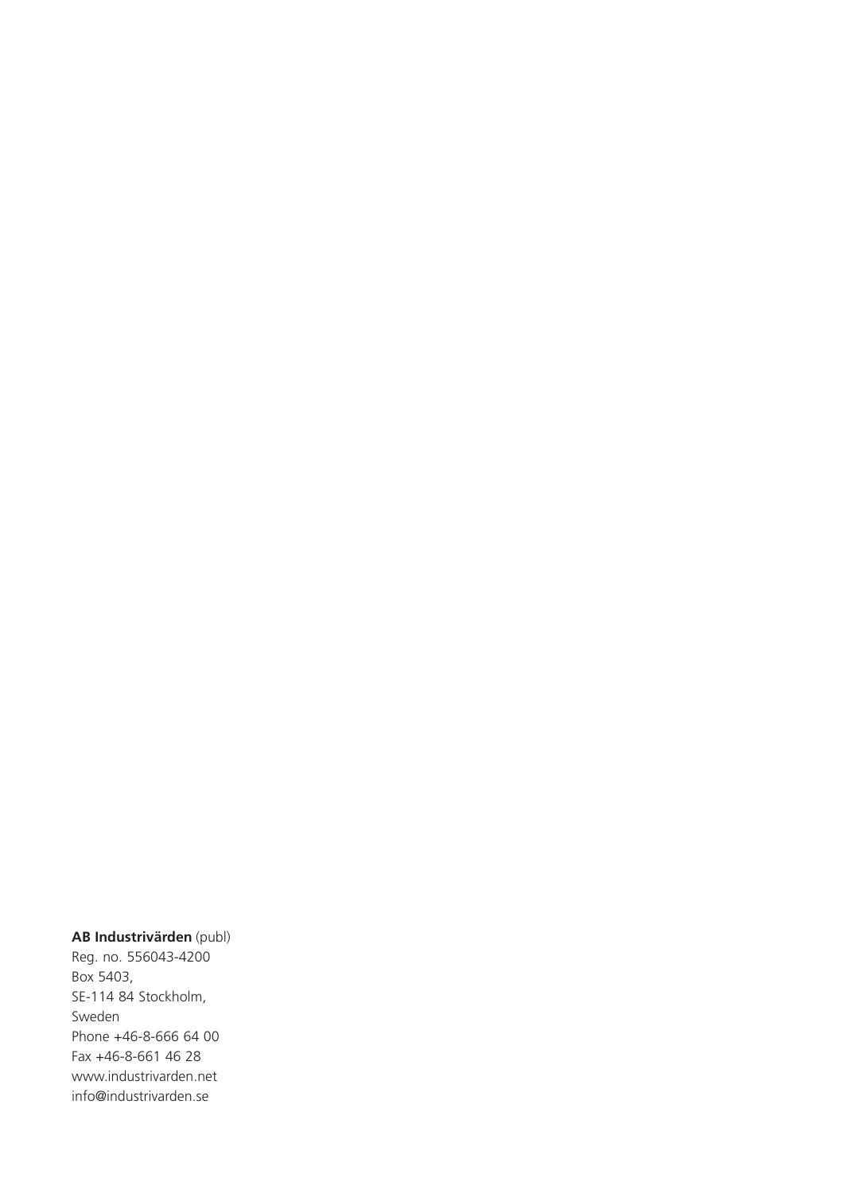**AB Industrivärden** (publ)
Reg. no. 556043-4200
Box 5403,
SE-114 84 Stockholm,
Sweden
Phone +46-8-666 64 00
Fax +46-8-661 46 28
www.industrivarden.net
info@industrivarden.se